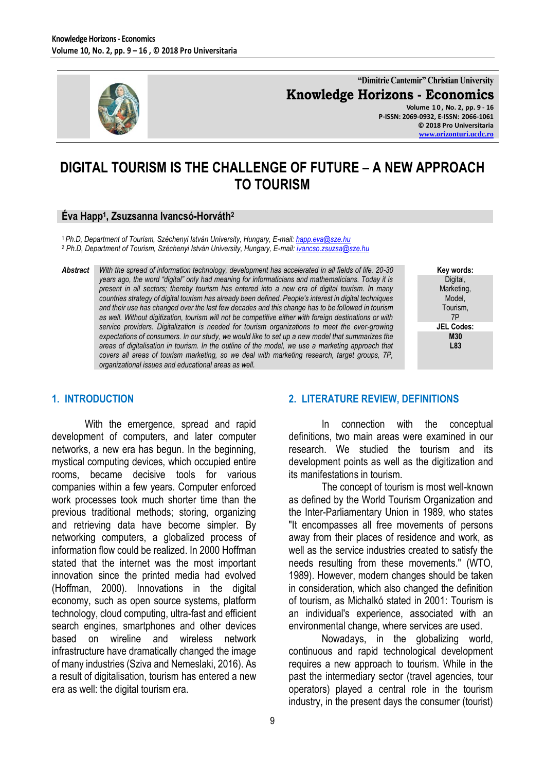# DIGITAL TOURISM IS THE CHALLENGE OF FUTURE – A NEW APPROACH TO TOURISM

**Éva Happ[1], Zsuzsanna Ivancsó-Horváth[2]**

[1] *Ph.D, Department of Tourism, Széchenyi István University, Hungary, E-mail: happ.eva@sze.hu*
[2] *Ph.D, Department of Tourism, Széchenyi István University, Hungary, E-mail: ivancso.zsuzsa@sze.hu*

***Abstract*** *With the spread of information technology, development has accelerated in all fields of life. 20-30 years ago, the word "digital" only had meaning for informaticians and mathematicians. Today it is present in all sectors; thereby tourism has entered into a new era of digital tourism. In many countries strategy of digital tourism has already been defined. People's interest in digital techniques and their use has changed over the last few decades and this change has to be followed in tourism as well. Without digitization, tourism will not be competitive either with foreign destinations or with service providers. Digitalization is needed for tourism organizations to meet the ever-growing expectations of consumers. In our study, we would like to set up a new model that summarizes the areas of digitalisation in tourism. In the outline of the model, we use a marketing approach that covers all areas of tourism marketing, so we deal with marketing research, target groups, 7P, organizational issues and educational areas as well.*

**Key words:** Digital, Marketing, Model, Tourism, 7P

**JEL Codes:** **M30**, **L83**

## 1. INTRODUCTION

With the emergence, spread and rapid development of computers, and later computer networks, a new era has begun. In the beginning, mystical computing devices, which occupied entire rooms, became decisive tools for various companies within a few years. Computer enforced work processes took much shorter time than the previous traditional methods; storing, organizing and retrieving data have become simpler. By networking computers, a globalized process of information flow could be realized. In 2000 Hoffman stated that the internet was the most important innovation since the printed media had evolved (Hoffman, 2000). Innovations in the digital economy, such as open source systems, platform technology, cloud computing, ultra-fast and efficient search engines, smartphones and other devices based on wireline and wireless network infrastructure have dramatically changed the image of many industries (Sziva and Nemeslaki, 2016). As a result of digitalisation, tourism has entered a new era as well: the digital tourism era.

## 2. LITERATURE REVIEW, DEFINITIONS

In connection with the conceptual definitions, two main areas were examined in our research. We studied the tourism and its development points as well as the digitization and its manifestations in tourism.

The concept of tourism is most well-known as defined by the World Tourism Organization and the Inter-Parliamentary Union in 1989, who states "It encompasses all free movements of persons away from their places of residence and work, as well as the service industries created to satisfy the needs resulting from these movements." (WTO, 1989). However, modern changes should be taken in consideration, which also changed the definition of tourism, as Michalkó stated in 2001: Tourism is an individual's experience, associated with an environmental change, where services are used.

Nowadays, in the globalizing world, continuous and rapid technological development requires a new approach to tourism. While in the past the intermediary sector (travel agencies, tour operators) played a central role in the tourism industry, in the present days the consumer (tourist)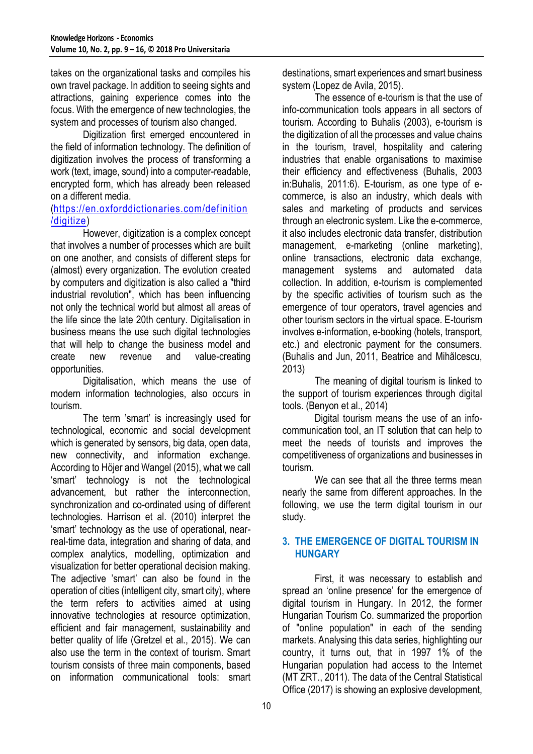takes on the organizational tasks and compiles his own travel package. In addition to seeing sights and attractions, gaining experience comes into the focus. With the emergence of new technologies, the system and processes of tourism also changed.

Digitization first emerged encountered in the field of information technology. The definition of digitization involves the process of transforming a work (text, image, sound) into a computer-readable, encrypted form, which has already been released on a different media. (https://en.oxforddictionaries.com/definition/digitize)

However, digitization is a complex concept that involves a number of processes which are built on one another, and consists of different steps for (almost) every organization. The evolution created by computers and digitization is also called a "third industrial revolution", which has been influencing not only the technical world but almost all areas of the life since the late 20th century. Digitalisation in business means the use such digital technologies that will help to change the business model and create new revenue and value-creating opportunities.

Digitalisation, which means the use of modern information technologies, also occurs in tourism.

The term 'smart' is increasingly used for technological, economic and social development which is generated by sensors, big data, open data, new connectivity, and information exchange. According to Höjer and Wangel (2015), what we call 'smart' technology is not the technological advancement, but rather the interconnection, synchronization and co-ordinated using of different technologies. Harrison et al. (2010) interpret the 'smart' technology as the use of operational, near-real-time data, integration and sharing of data, and complex analytics, modelling, optimization and visualization for better operational decision making. The adjective 'smart' can also be found in the operation of cities (intelligent city, smart city), where the term refers to activities aimed at using innovative technologies at resource optimization, efficient and fair management, sustainability and better quality of life (Gretzel et al., 2015). We can also use the term in the context of tourism. Smart tourism consists of three main components, based on information communicational tools: smart destinations, smart experiences and smart business system (Lopez de Avila, 2015).

The essence of e-tourism is that the use of info-communication tools appears in all sectors of tourism. According to Buhalis (2003), e-tourism is the digitization of all the processes and value chains in the tourism, travel, hospitality and catering industries that enable organisations to maximise their efficiency and effectiveness (Buhalis, 2003 in:Buhalis, 2011:6). E-tourism, as one type of e-commerce, is also an industry, which deals with sales and marketing of products and services through an electronic system. Like the e-commerce, it also includes electronic data transfer, distribution management, e-marketing (online marketing), online transactions, electronic data exchange, management systems and automated data collection. In addition, e-tourism is complemented by the specific activities of tourism such as the emergence of tour operators, travel agencies and other tourism sectors in the virtual space. E-tourism involves e-information, e-booking (hotels, transport, etc.) and electronic payment for the consumers. (Buhalis and Jun, 2011, Beatrice and Mihălcescu, 2013)

The meaning of digital tourism is linked to the support of tourism experiences through digital tools. (Benyon et al., 2014)

Digital tourism means the use of an info-communication tool, an IT solution that can help to meet the needs of tourists and improves the competitiveness of organizations and businesses in tourism.

We can see that all the three terms mean nearly the same from different approaches. In the following, we use the term digital tourism in our study.

## 3. THE EMERGENCE OF DIGITAL TOURISM IN HUNGARY

First, it was necessary to establish and spread an 'online presence' for the emergence of digital tourism in Hungary. In 2012, the former Hungarian Tourism Co. summarized the proportion of "online population" in each of the sending markets. Analysing this data series, highlighting our country, it turns out, that in 1997 1% of the Hungarian population had access to the Internet (MT ZRT., 2011). The data of the Central Statistical Office (2017) is showing an explosive development,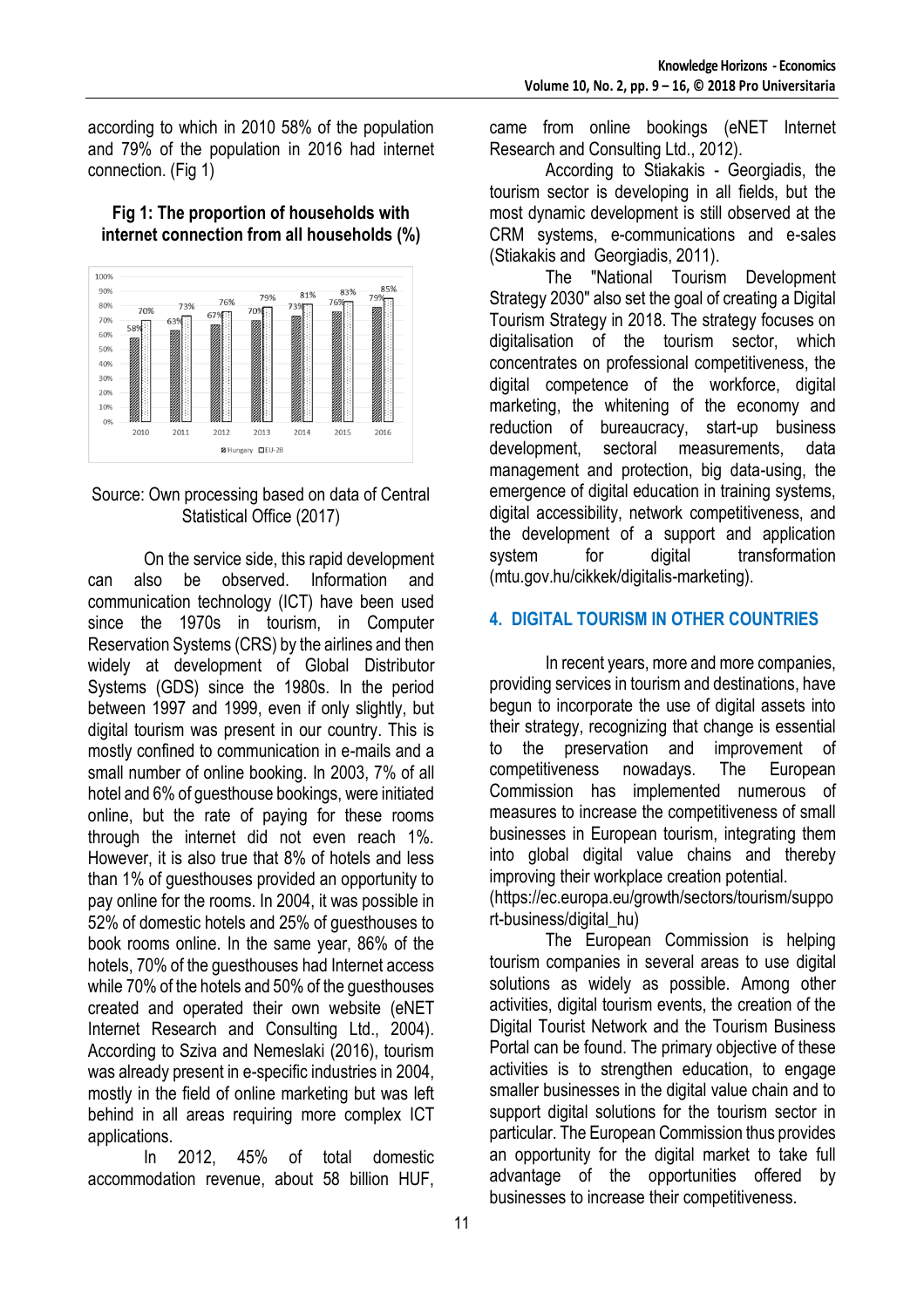according to which in 2010 58% of the population and 79% of the population in 2016 had internet connection. (Fig 1)

**Fig 1: The proportion of households with internet connection from all households (%)**

Source: Own processing based on data of Central Statistical Office (2017)

On the service side, this rapid development can also be observed. Information and communication technology (ICT) have been used since the 1970s in tourism, in Computer Reservation Systems (CRS) by the airlines and then widely at development of Global Distributor Systems (GDS) since the 1980s. In the period between 1997 and 1999, even if only slightly, but digital tourism was present in our country. This is mostly confined to communication in e-mails and a small number of online booking. In 2003, 7% of all hotel and 6% of guesthouse bookings, were initiated online, but the rate of paying for these rooms through the internet did not even reach 1%. However, it is also true that 8% of hotels and less than 1% of guesthouses provided an opportunity to pay online for the rooms. In 2004, it was possible in 52% of domestic hotels and 25% of guesthouses to book rooms online. In the same year, 86% of the hotels, 70% of the guesthouses had Internet access while 70% of the hotels and 50% of the guesthouses created and operated their own website (eNET Internet Research and Consulting Ltd., 2004). According to Sziva and Nemeslaki (2016), tourism was already present in e-specific industries in 2004, mostly in the field of online marketing but was left behind in all areas requiring more complex ICT applications.

In 2012, 45% of total domestic accommodation revenue, about 58 billion HUF, came from online bookings (eNET Internet Research and Consulting Ltd., 2012).

According to Stiakakis - Georgiadis, the tourism sector is developing in all fields, but the most dynamic development is still observed at the CRM systems, e-communications and e-sales (Stiakakis and Georgiadis, 2011).

The "National Tourism Development Strategy 2030" also set the goal of creating a Digital Tourism Strategy in 2018. The strategy focuses on digitalisation of the tourism sector, which concentrates on professional competitiveness, the digital competence of the workforce, digital marketing, the whitening of the economy and reduction of bureaucracy, start-up business development, sectoral measurements, data management and protection, big data-using, the emergence of digital education in training systems, digital accessibility, network competitiveness, and the development of a support and application system for digital transformation (mtu.gov.hu/cikkek/digitalis-marketing).

## 4. DIGITAL TOURISM IN OTHER COUNTRIES

In recent years, more and more companies, providing services in tourism and destinations, have begun to incorporate the use of digital assets into their strategy, recognizing that change is essential to the preservation and improvement of competitiveness nowadays. The European Commission has implemented numerous of measures to increase the competitiveness of small businesses in European tourism, integrating them into global digital value chains and thereby improving their workplace creation potential. (https://ec.europa.eu/growth/sectors/tourism/support-business/digital_hu)

The European Commission is helping tourism companies in several areas to use digital solutions as widely as possible. Among other activities, digital tourism events, the creation of the Digital Tourist Network and the Tourism Business Portal can be found. The primary objective of these activities is to strengthen education, to engage smaller businesses in the digital value chain and to support digital solutions for the tourism sector in particular. The European Commission thus provides an opportunity for the digital market to take full advantage of the opportunities offered by businesses to increase their competitiveness.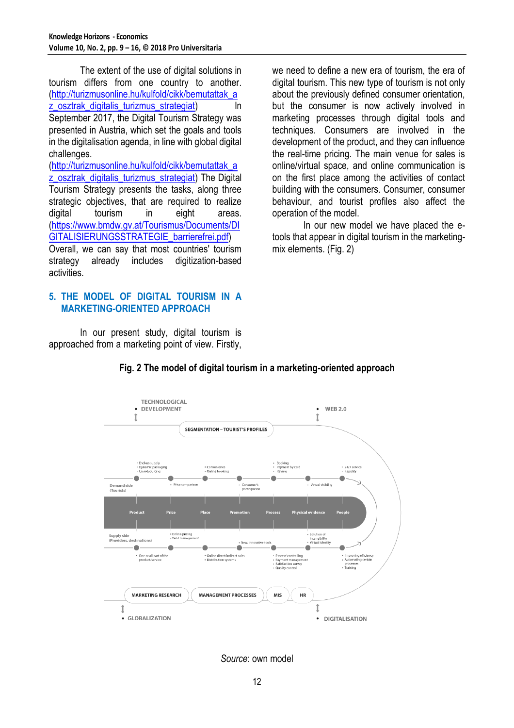The extent of the use of digital solutions in tourism differs from one country to another. (http://turizmusonline.hu/kulfold/cikk/bemutattak_az_osztrak_digitalis_turizmus_strategiat) In September 2017, the Digital Tourism Strategy was presented in Austria, which set the goals and tools in the digitalisation agenda, in line with global digital challenges. (http://turizmusonline.hu/kulfold/cikk/bemutattak_az_osztrak_digitalis_turizmus_strategiat) The Digital Tourism Strategy presents the tasks, along three strategic objectives, that are required to realize digital tourism in eight areas. (https://www.bmdw.gv.at/Tourismus/Documents/DIGITALISIERUNGSSTRATEGIE_barrierefrei.pdf) Overall, we can say that most countries' tourism strategy already includes digitization-based activities.

## 5. THE MODEL OF DIGITAL TOURISM IN A MARKETING-ORIENTED APPROACH

In our present study, digital tourism is approached from a marketing point of view. Firstly, we need to define a new era of tourism, the era of digital tourism. This new type of tourism is not only about the previously defined consumer orientation, but the consumer is now actively involved in marketing processes through digital tools and techniques. Consumers are involved in the development of the product, and they can influence the real-time pricing. The main venue for sales is online/virtual space, and online communication is on the first place among the activities of contact building with the consumers. Consumer, consumer behaviour, and tourist profiles also affect the operation of the model.

In our new model we have placed the e-tools that appear in digital tourism in the marketing-mix elements. (Fig. 2)

**Fig. 2 The model of digital tourism in a marketing-oriented approach**

*Source*: own model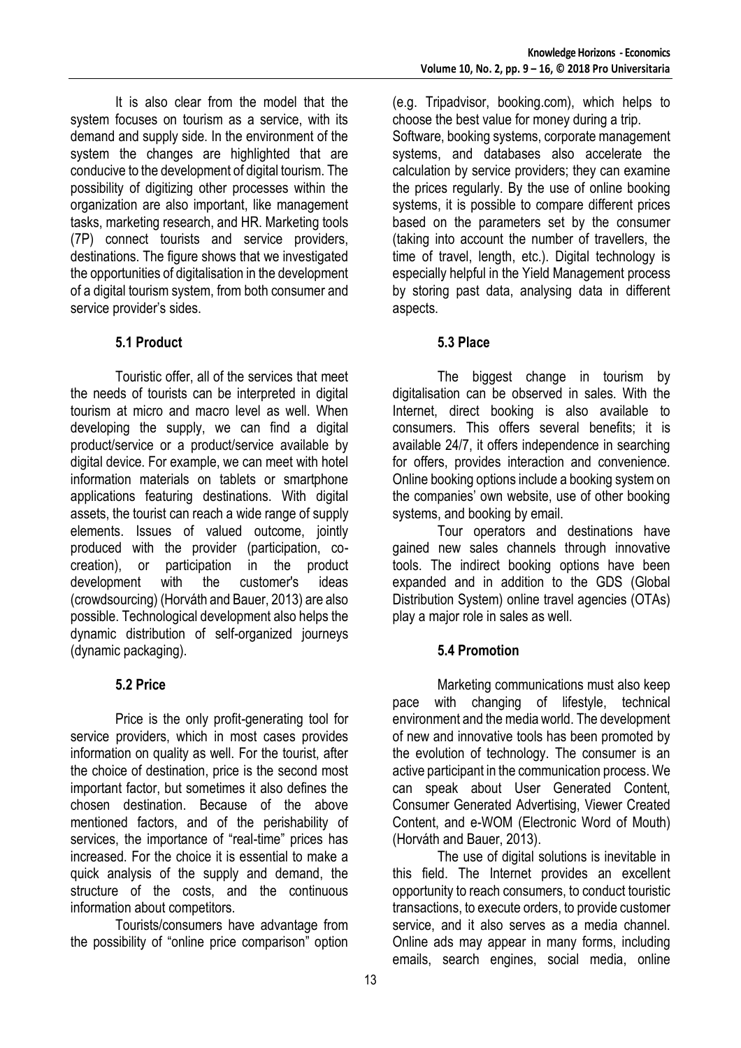It is also clear from the model that the system focuses on tourism as a service, with its demand and supply side. In the environment of the system the changes are highlighted that are conducive to the development of digital tourism. The possibility of digitizing other processes within the organization are also important, like management tasks, marketing research, and HR. Marketing tools (7P) connect tourists and service providers, destinations. The figure shows that we investigated the opportunities of digitalisation in the development of a digital tourism system, from both consumer and service provider's sides.

### 5.1 Product

Touristic offer, all of the services that meet the needs of tourists can be interpreted in digital tourism at micro and macro level as well. When developing the supply, we can find a digital product/service or a product/service available by digital device. For example, we can meet with hotel information materials on tablets or smartphone applications featuring destinations. With digital assets, the tourist can reach a wide range of supply elements. Issues of valued outcome, jointly produced with the provider (participation, co-creation), or participation in the product development with the customer's ideas (crowdsourcing) (Horváth and Bauer, 2013) are also possible. Technological development also helps the dynamic distribution of self-organized journeys (dynamic packaging).

### 5.2 Price

Price is the only profit-generating tool for service providers, which in most cases provides information on quality as well. For the tourist, after the choice of destination, price is the second most important factor, but sometimes it also defines the chosen destination. Because of the above mentioned factors, and of the perishability of services, the importance of "real-time" prices has increased. For the choice it is essential to make a quick analysis of the supply and demand, the structure of the costs, and the continuous information about competitors.

Tourists/consumers have advantage from the possibility of "online price comparison" option (e.g. Tripadvisor, booking.com), which helps to choose the best value for money during a trip.

Software, booking systems, corporate management systems, and databases also accelerate the calculation by service providers; they can examine the prices regularly. By the use of online booking systems, it is possible to compare different prices based on the parameters set by the consumer (taking into account the number of travellers, the time of travel, length, etc.). Digital technology is especially helpful in the Yield Management process by storing past data, analysing data in different aspects.

### 5.3 Place

The biggest change in tourism by digitalisation can be observed in sales. With the Internet, direct booking is also available to consumers. This offers several benefits; it is available 24/7, it offers independence in searching for offers, provides interaction and convenience. Online booking options include a booking system on the companies' own website, use of other booking systems, and booking by email.

Tour operators and destinations have gained new sales channels through innovative tools. The indirect booking options have been expanded and in addition to the GDS (Global Distribution System) online travel agencies (OTAs) play a major role in sales as well.

### 5.4 Promotion

Marketing communications must also keep pace with changing of lifestyle, technical environment and the media world. The development of new and innovative tools has been promoted by the evolution of technology. The consumer is an active participant in the communication process. We can speak about User Generated Content, Consumer Generated Advertising, Viewer Created Content, and e-WOM (Electronic Word of Mouth) (Horváth and Bauer, 2013).

The use of digital solutions is inevitable in this field. The Internet provides an excellent opportunity to reach consumers, to conduct touristic transactions, to execute orders, to provide customer service, and it also serves as a media channel. Online ads may appear in many forms, including emails, search engines, social media, online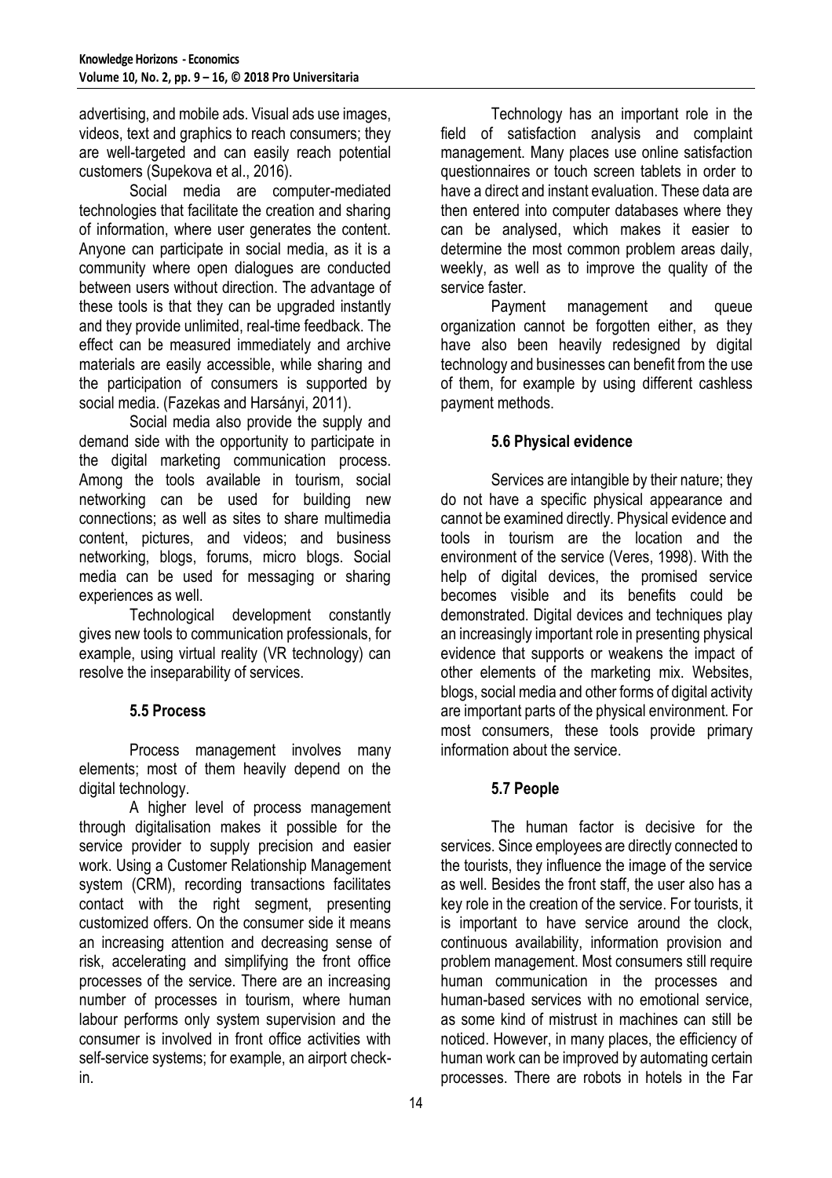advertising, and mobile ads. Visual ads use images, videos, text and graphics to reach consumers; they are well-targeted and can easily reach potential customers (Supekova et al., 2016).

Social media are computer-mediated technologies that facilitate the creation and sharing of information, where user generates the content. Anyone can participate in social media, as it is a community where open dialogues are conducted between users without direction. The advantage of these tools is that they can be upgraded instantly and they provide unlimited, real-time feedback. The effect can be measured immediately and archive materials are easily accessible, while sharing and the participation of consumers is supported by social media. (Fazekas and Harsányi, 2011).

Social media also provide the supply and demand side with the opportunity to participate in the digital marketing communication process. Among the tools available in tourism, social networking can be used for building new connections; as well as sites to share multimedia content, pictures, and videos; and business networking, blogs, forums, micro blogs. Social media can be used for messaging or sharing experiences as well.

Technological development constantly gives new tools to communication professionals, for example, using virtual reality (VR technology) can resolve the inseparability of services.

### 5.5 Process

Process management involves many elements; most of them heavily depend on the digital technology.

A higher level of process management through digitalisation makes it possible for the service provider to supply precision and easier work. Using a Customer Relationship Management system (CRM), recording transactions facilitates contact with the right segment, presenting customized offers. On the consumer side it means an increasing attention and decreasing sense of risk, accelerating and simplifying the front office processes of the service. There are an increasing number of processes in tourism, where human labour performs only system supervision and the consumer is involved in front office activities with self-service systems; for example, an airport check-in.

Technology has an important role in the field of satisfaction analysis and complaint management. Many places use online satisfaction questionnaires or touch screen tablets in order to have a direct and instant evaluation. These data are then entered into computer databases where they can be analysed, which makes it easier to determine the most common problem areas daily, weekly, as well as to improve the quality of the service faster.

Payment management and queue organization cannot be forgotten either, as they have also been heavily redesigned by digital technology and businesses can benefit from the use of them, for example by using different cashless payment methods.

### 5.6 Physical evidence

Services are intangible by their nature; they do not have a specific physical appearance and cannot be examined directly. Physical evidence and tools in tourism are the location and the environment of the service (Veres, 1998). With the help of digital devices, the promised service becomes visible and its benefits could be demonstrated. Digital devices and techniques play an increasingly important role in presenting physical evidence that supports or weakens the impact of other elements of the marketing mix. Websites, blogs, social media and other forms of digital activity are important parts of the physical environment. For most consumers, these tools provide primary information about the service.

### 5.7 People

The human factor is decisive for the services. Since employees are directly connected to the tourists, they influence the image of the service as well. Besides the front staff, the user also has a key role in the creation of the service. For tourists, it is important to have service around the clock, continuous availability, information provision and problem management. Most consumers still require human communication in the processes and human-based services with no emotional service, as some kind of mistrust in machines can still be noticed. However, in many places, the efficiency of human work can be improved by automating certain processes. There are robots in hotels in the Far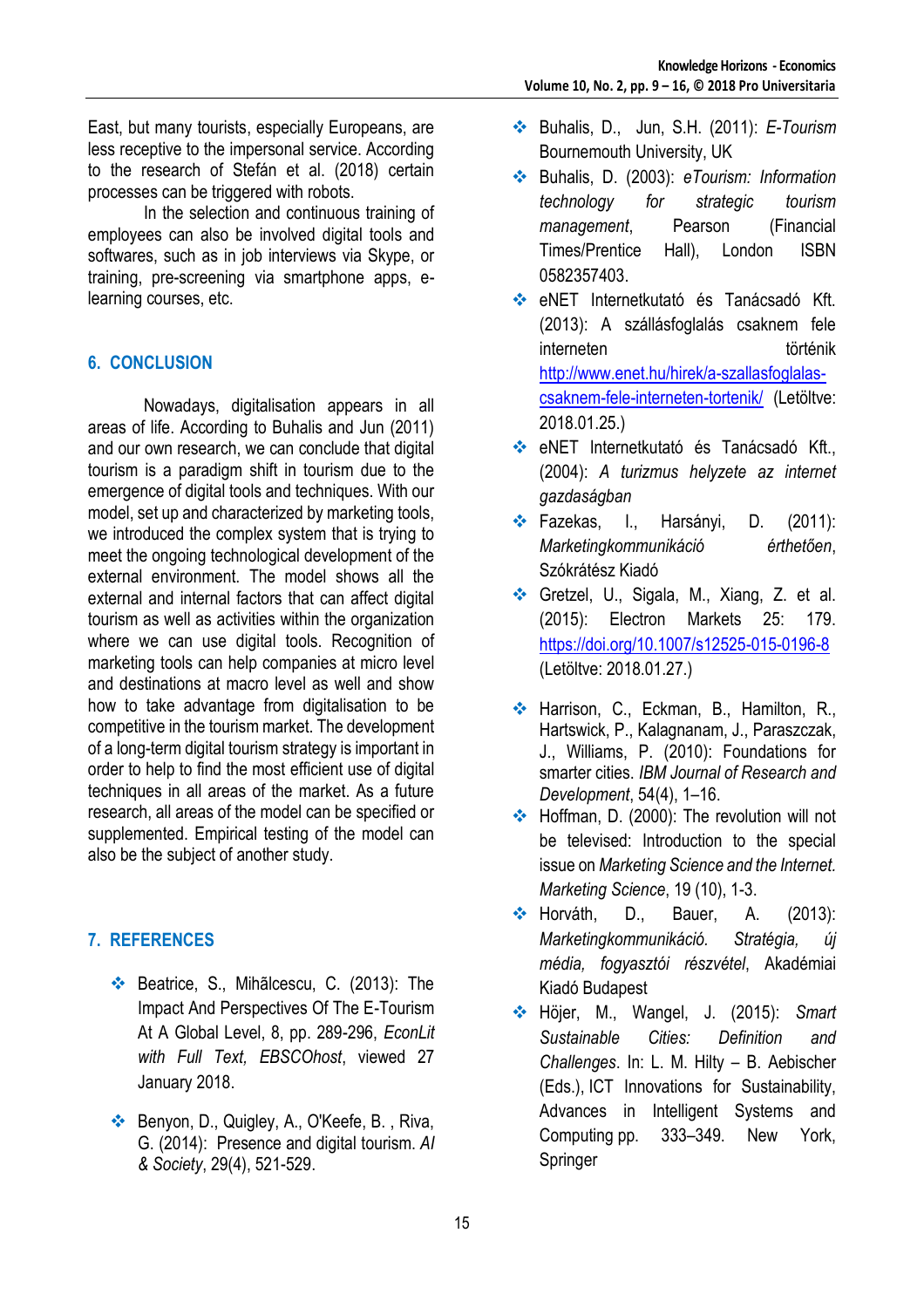East, but many tourists, especially Europeans, are less receptive to the impersonal service. According to the research of Stefán et al. (2018) certain processes can be triggered with robots.

In the selection and continuous training of employees can also be involved digital tools and softwares, such as in job interviews via Skype, or training, pre-screening via smartphone apps, e-learning courses, etc.

## 6. CONCLUSION

Nowadays, digitalisation appears in all areas of life. According to Buhalis and Jun (2011) and our own research, we can conclude that digital tourism is a paradigm shift in tourism due to the emergence of digital tools and techniques. With our model, set up and characterized by marketing tools, we introduced the complex system that is trying to meet the ongoing technological development of the external environment. The model shows all the external and internal factors that can affect digital tourism as well as activities within the organization where we can use digital tools. Recognition of marketing tools can help companies at micro level and destinations at macro level as well and show how to take advantage from digitalisation to be competitive in the tourism market. The development of a long-term digital tourism strategy is important in order to help to find the most efficient use of digital techniques in all areas of the market. As a future research, all areas of the model can be specified or supplemented. Empirical testing of the model can also be the subject of another study.

## 7. REFERENCES

- Beatrice, S., Mihălcescu, C. (2013): The Impact And Perspectives Of The E-Tourism At A Global Level, 8, pp. 289-296, *EconLit with Full Text, EBSCOhost*, viewed 27 January 2018.
- Benyon, D., Quigley, A., O'Keefe, B. , Riva, G. (2014): Presence and digital tourism. *AI & Society*, 29(4), 521-529.
- Buhalis, D., Jun, S.H. (2011): *E-Tourism* Bournemouth University, UK
- Buhalis, D. (2003): *eTourism: Information technology for strategic tourism management*, Pearson (Financial Times/Prentice Hall), London ISBN 0582357403.
- eNET Internetkutató és Tanácsadó Kft. (2013): A szállásfoglalás csaknem fele interneten történik http://www.enet.hu/hirek/a-szallasfoglalas-csaknem-fele-interneten-tortenik/ (Letöltve: 2018.01.25.)
- eNET Internetkutató és Tanácsadó Kft., (2004): *A turizmus helyzete az internet gazdaságban*
- Fazekas, I., Harsányi, D. (2011): *Marketingkommunikáció érthetően*, Szókrátész Kiadó
- Gretzel, U., Sigala, M., Xiang, Z. et al. (2015): Electron Markets 25: 179. https://doi.org/10.1007/s12525-015-0196-8 (Letöltve: 2018.01.27.)
- Harrison, C., Eckman, B., Hamilton, R., Hartswick, P., Kalagnanam, J., Paraszczak, J., Williams, P. (2010): Foundations for smarter cities. *IBM Journal of Research and Development*, 54(4), 1–16.
- Hoffman, D. (2000): The revolution will not be televised: Introduction to the special issue on *Marketing Science and the Internet. Marketing Science*, 19 (10), 1-3.
- Horváth, D., Bauer, A. (2013): *Marketingkommunikáció. Stratégia, új média, fogyasztói részvétel*, Akadémiai Kiadó Budapest
- Höjer, M., Wangel, J. (2015): *Smart Sustainable Cities: Definition and Challenges*. In: L. M. Hilty – B. Aebischer (Eds.), ICT Innovations for Sustainability, Advances in Intelligent Systems and Computing pp. 333–349. New York, Springer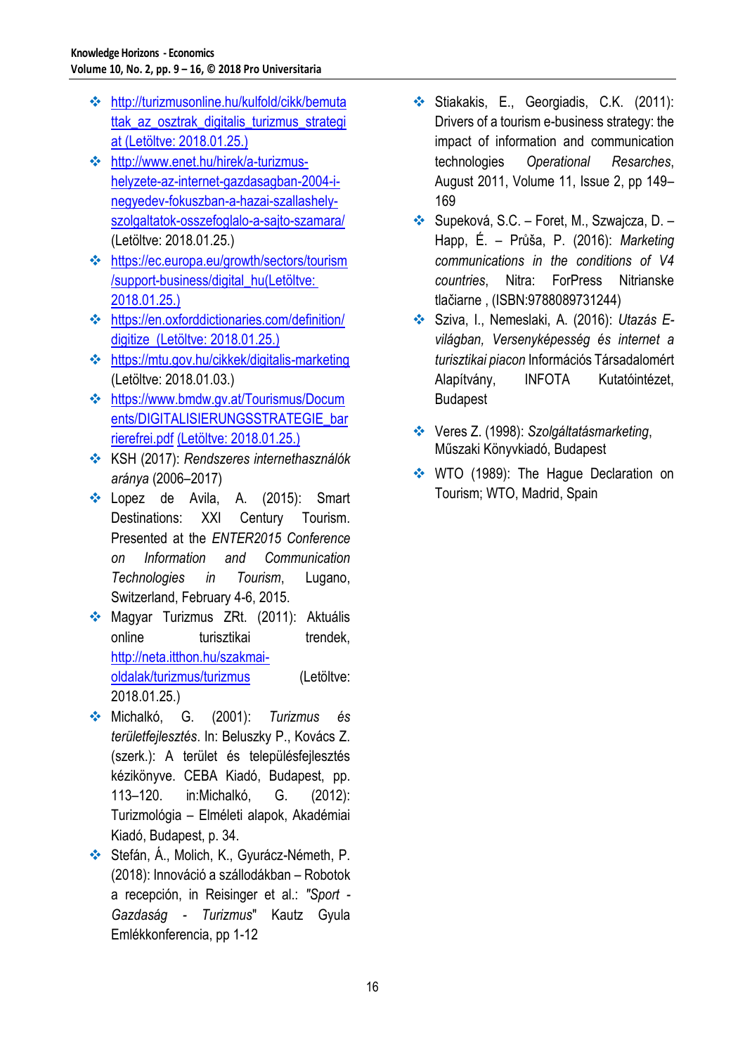- http://turizmusonline.hu/kulfold/cikk/bemutattak_az_osztrak_digitalis_turizmus_strategiat (Letöltve: 2018.01.25.)
- http://www.enet.hu/hirek/a-turizmus-helyzete-az-internet-gazdasagban-2004-i-negyedev-fokuszban-a-hazai-szallashely-szolgaltatok-osszefoglalo-a-sajto-szamara/ (Letöltve: 2018.01.25.)
- https://ec.europa.eu/growth/sectors/tourism/support-business/digital_hu(Letöltve: 2018.01.25.)
- https://en.oxforddictionaries.com/definition/digitize (Letöltve: 2018.01.25.)
- https://mtu.gov.hu/cikkek/digitalis-marketing (Letöltve: 2018.01.03.)
- https://www.bmdw.gv.at/Tourismus/Documents/DIGITALISIERUNGSSTRATEGIE_barrierefrei.pdf (Letöltve: 2018.01.25.)
- KSH (2017): *Rendszeres internethasználók aránya* (2006–2017)
- Lopez de Avila, A. (2015): Smart Destinations: XXI Century Tourism. Presented at the *ENTER2015 Conference on Information and Communication Technologies in Tourism*, Lugano, Switzerland, February 4-6, 2015.
- Magyar Turizmus ZRt. (2011): Aktuális online turisztikai trendek, http://neta.itthon.hu/szakmai-oldalak/turizmus/turizmus (Letöltve: 2018.01.25.)
- Michalkó, G. (2001): *Turizmus és területfejlesztés*. In: Beluszky P., Kovács Z. (szerk.): A terület és településfejlesztés kézikönyve. CEBA Kiadó, Budapest, pp. 113–120. in:Michalkó, G. (2012): Turizmológia – Elméleti alapok, Akadémiai Kiadó, Budapest, p. 34.
- Stefán, Á., Molich, K., Gyurácz-Németh, P. (2018): Innováció a szállodákban – Robotok a recepción, in Reisinger et al.: *"Sport - Gazdaság - Turizmus"* Kautz Gyula Emlékkonferencia, pp 1-12
- Stiakakis, E., Georgiadis, C.K. (2011): Drivers of a tourism e-business strategy: the impact of information and communication technologies *Operational Resarches*, August 2011, Volume 11, Issue 2, pp 149–169
- Supeková, S.C. – Foret, M., Szwajcza, D. – Happ, É. – Průša, P. (2016): *Marketing communications in the conditions of V4 countries*, Nitra: ForPress Nitrianske tlačiarne , (ISBN:9788089731244)
- Sziva, I., Nemeslaki, A. (2016): *Utazás E-világban, Versenyképesség és internet a turisztikai piacon* Információs Társadalomért Alapítvány, INFOTA Kutatóintézet, Budapest
- Veres Z. (1998): *Szolgáltatásmarketing*, Műszaki Könyvkiadó, Budapest
- WTO (1989): The Hague Declaration on Tourism; WTO, Madrid, Spain